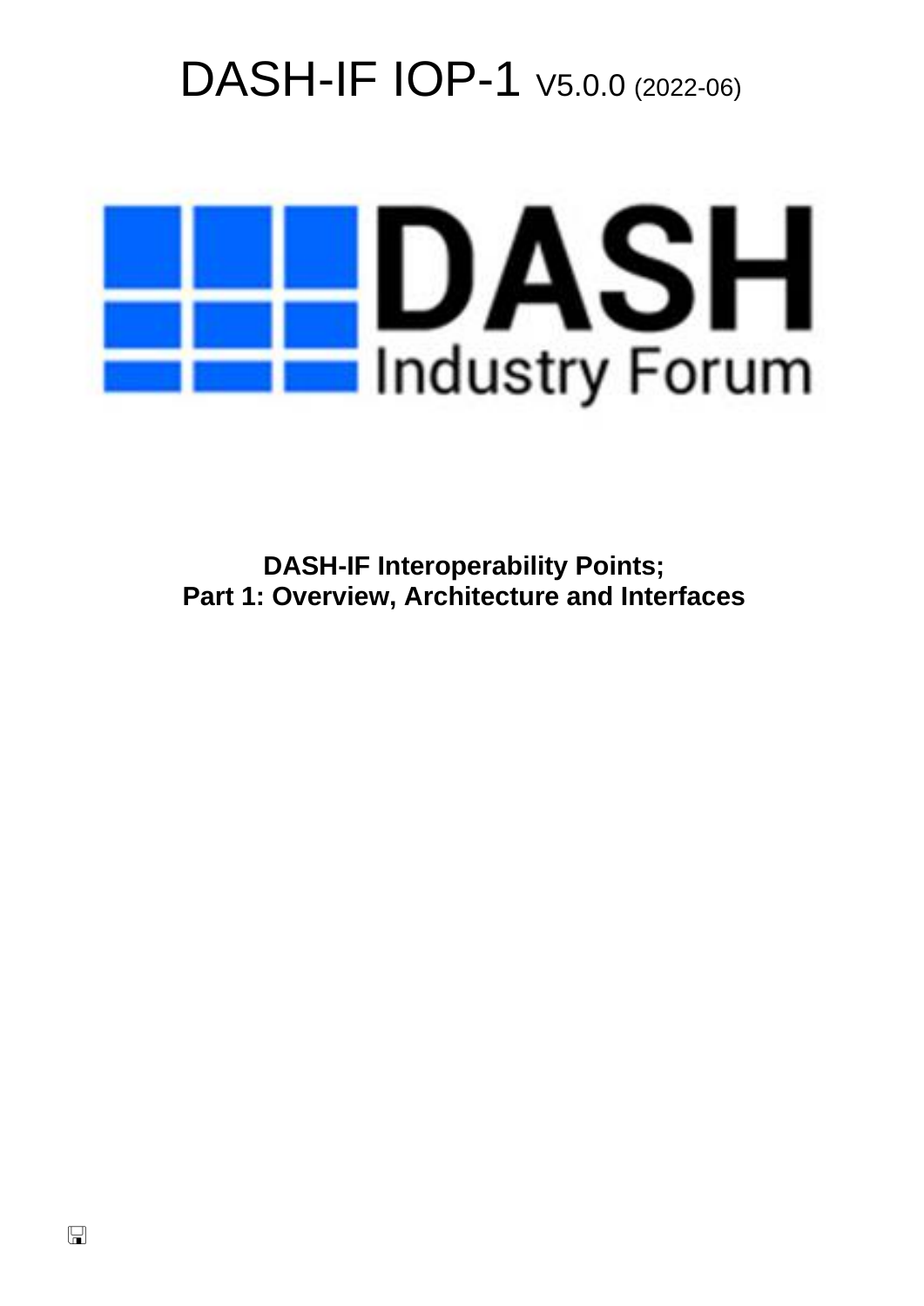# DASH-IF IOP-1 V5.0.0 (2022-06)

DASH Industry Forum

**DASH-IF Interoperability Points;**
**Part 1: Overview, Architecture and Interfaces**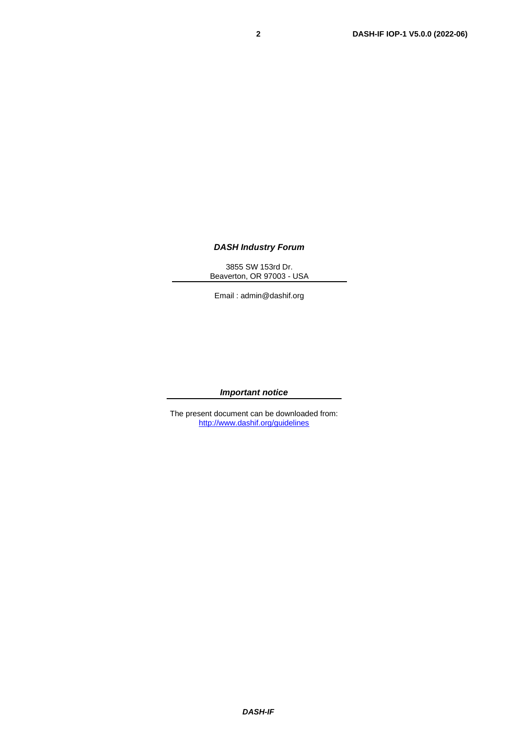***DASH Industry Forum***

3855 SW 153rd Dr.
Beaverton, OR 97003 - USA

Email : admin@dashif.org

***Important notice***

The present document can be downloaded from:
[http://www.dashif.org/guidelines](http://www.dashif.org/guidelines)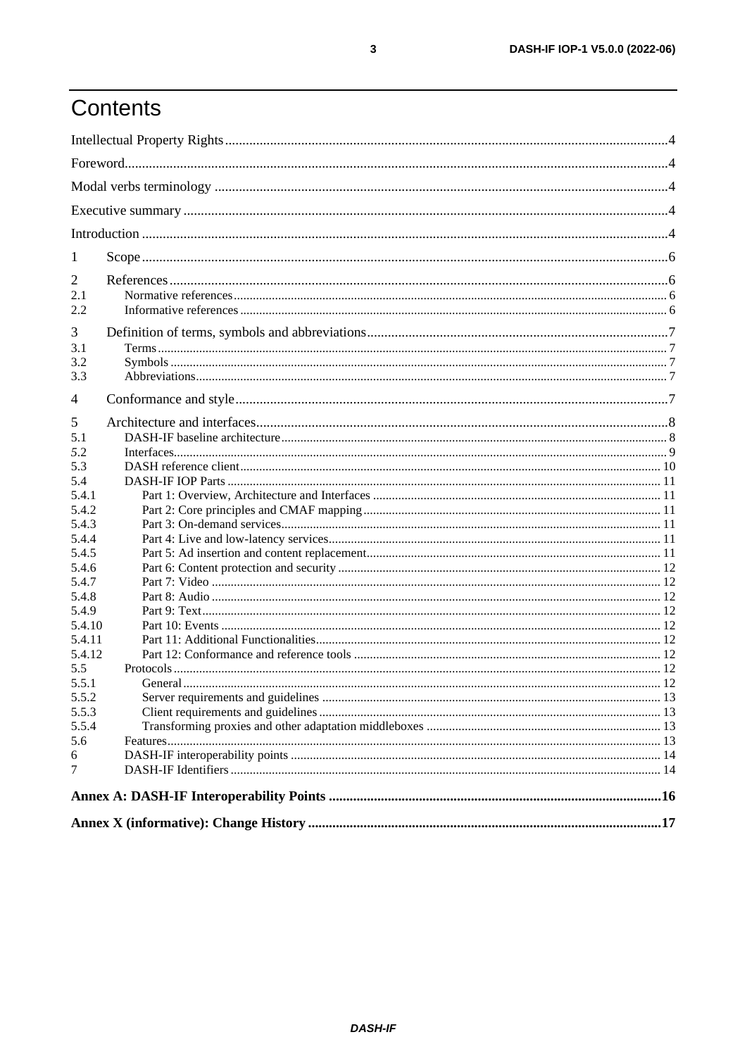# Contents

Intellectual Property Rights ....................................................................................................................4

Foreword....................................................................................................................................................4

Modal verbs terminology ..........................................................................................................................4

Executive summary ...................................................................................................................................4

Introduction ...............................................................................................................................................4

1 Scope ......................................................................................................................................................6

2 References ..............................................................................................................................................6

2.1 Normative references ........................................................................................................................ 6

2.2 Informative references ...................................................................................................................... 6

3 Definition of terms, symbols and abbreviations......................................................................................7

3.1 Terms ................................................................................................................................................ 7

3.2 Symbols ............................................................................................................................................ 7

3.3 Abbreviations..................................................................................................................................... 7

4 Conformance and style.............................................................................................................................7

5 Architecture and interfaces......................................................................................................................8

5.1 DASH-IF baseline architecture .......................................................................................................... 8

5.2 Interfaces........................................................................................................................................... 9

5.3 DASH reference client ..................................................................................................................... 10

5.4 DASH-IF IOP Parts ......................................................................................................................... 11

5.4.1 Part 1: Overview, Architecture and Interfaces ........................................................................... 11

5.4.2 Part 2: Core principles and CMAF mapping ............................................................................. 11

5.4.3 Part 3: On-demand services....................................................................................................... 11

5.4.4 Part 4: Live and low-latency services........................................................................................ 11

5.4.5 Part 5: Ad insertion and content replacement............................................................................ 11

5.4.6 Part 6: Content protection and security ..................................................................................... 12

5.4.7 Part 7: Video ............................................................................................................................. 12

5.4.8 Part 8: Audio ............................................................................................................................. 12

5.4.9 Part 9: Text............................................................................................................................... 12

5.4.10 Part 10: Events ......................................................................................................................... 12

5.4.11 Part 11: Additional Functionalities............................................................................................ 12

5.4.12 Part 12: Conformance and reference tools ................................................................................ 12

5.5 Protocols.......................................................................................................................................... 12

5.5.1 General ..................................................................................................................................... 12

5.5.2 Server requirements and guidelines .......................................................................................... 13

5.5.3 Client requirements and guidelines ........................................................................................... 13

5.5.4 Transforming proxies and other adaptation middleboxes .......................................................... 13

5.6 Features............................................................................................................................................ 13

6 DASH-IF interoperability points ..................................................................................................... 14

7 DASH-IF Identifiers ........................................................................................................................ 14

**Annex A: DASH-IF Interoperability Points ...............................................................................................16**

**Annex X (informative): Change History ......................................................................................................17**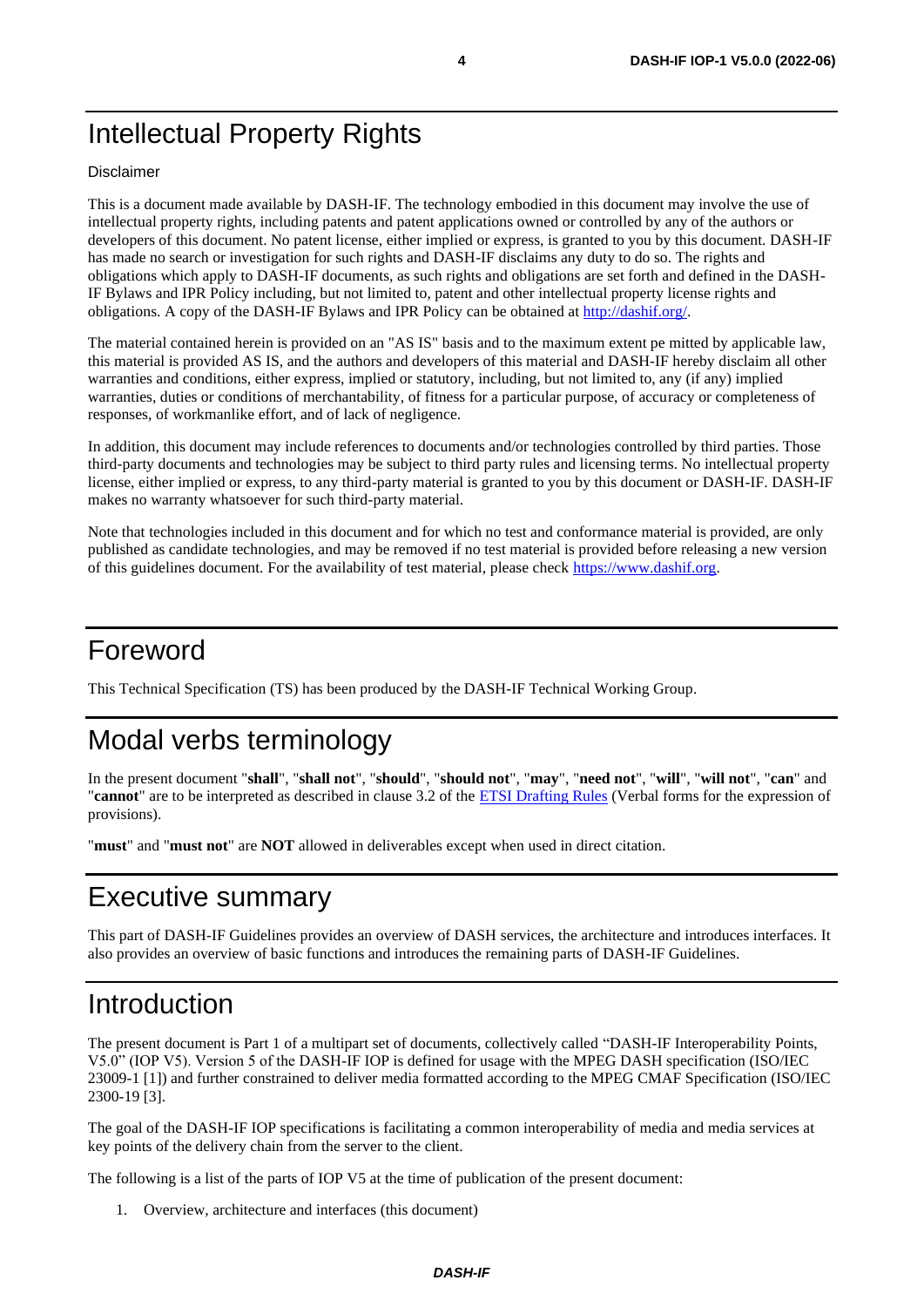# Intellectual Property Rights

Disclaimer

This is a document made available by DASH-IF. The technology embodied in this document may involve the use of intellectual property rights, including patents and patent applications owned or controlled by any of the authors or developers of this document. No patent license, either implied or express, is granted to you by this document. DASH-IF has made no search or investigation for such rights and DASH-IF disclaims any duty to do so. The rights and obligations which apply to DASH-IF documents, as such rights and obligations are set forth and defined in the DASH-IF Bylaws and IPR Policy including, but not limited to, patent and other intellectual property license rights and obligations. A copy of the DASH-IF Bylaws and IPR Policy can be obtained at http://dashif.org/.

The material contained herein is provided on an "AS IS" basis and to the maximum extent pe mitted by applicable law, this material is provided AS IS, and the authors and developers of this material and DASH-IF hereby disclaim all other warranties and conditions, either express, implied or statutory, including, but not limited to, any (if any) implied warranties, duties or conditions of merchantability, of fitness for a particular purpose, of accuracy or completeness of responses, of workmanlike effort, and of lack of negligence.

In addition, this document may include references to documents and/or technologies controlled by third parties. Those third-party documents and technologies may be subject to third party rules and licensing terms. No intellectual property license, either implied or express, to any third-party material is granted to you by this document or DASH-IF. DASH-IF makes no warranty whatsoever for such third-party material.

Note that technologies included in this document and for which no test and conformance material is provided, are only published as candidate technologies, and may be removed if no test material is provided before releasing a new version of this guidelines document. For the availability of test material, please check https://www.dashif.org.

# Foreword

This Technical Specification (TS) has been produced by the DASH-IF Technical Working Group.

# Modal verbs terminology

In the present document "**shall**", "**shall not**", "**should**", "**should not**", "**may**", "**need not**", "**will**", "**will not**", "**can**" and "**cannot**" are to be interpreted as described in clause 3.2 of the ETSI Drafting Rules (Verbal forms for the expression of provisions).

"**must**" and "**must not**" are **NOT** allowed in deliverables except when used in direct citation.

# Executive summary

This part of DASH-IF Guidelines provides an overview of DASH services, the architecture and introduces interfaces. It also provides an overview of basic functions and introduces the remaining parts of DASH-IF Guidelines.

# Introduction

The present document is Part 1 of a multipart set of documents, collectively called "DASH-IF Interoperability Points, V5.0" (IOP V5). Version 5 of the DASH-IF IOP is defined for usage with the MPEG DASH specification (ISO/IEC 23009-1 [1]) and further constrained to deliver media formatted according to the MPEG CMAF Specification (ISO/IEC 2300-19 [3].

The goal of the DASH-IF IOP specifications is facilitating a common interoperability of media and media services at key points of the delivery chain from the server to the client.

The following is a list of the parts of IOP V5 at the time of publication of the present document:

1. Overview, architecture and interfaces (this document)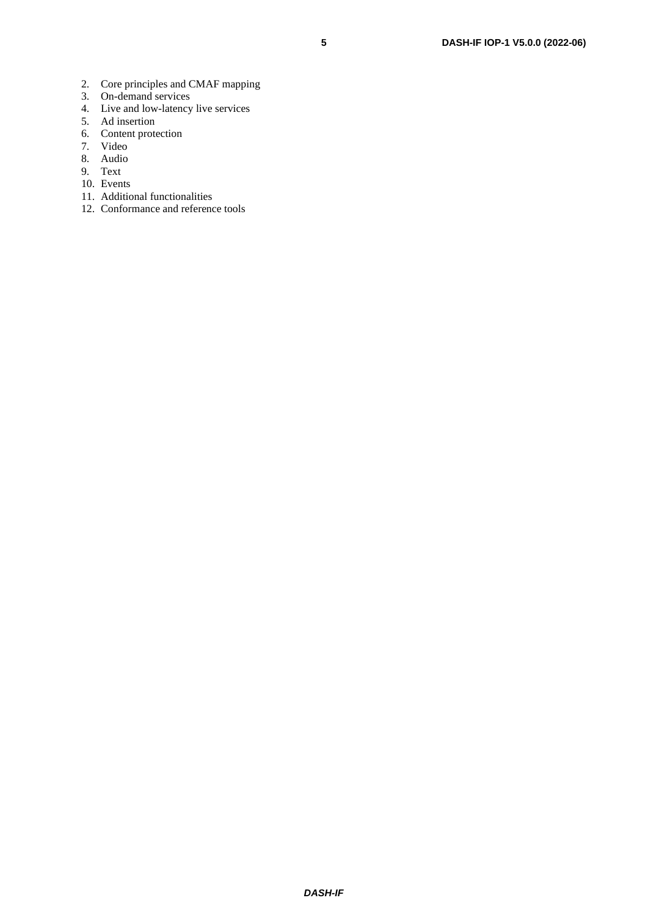2. Core principles and CMAF mapping
3. On-demand services
4. Live and low-latency live services
5. Ad insertion
6. Content protection
7. Video
8. Audio
9. Text
10. Events
11. Additional functionalities
12. Conformance and reference tools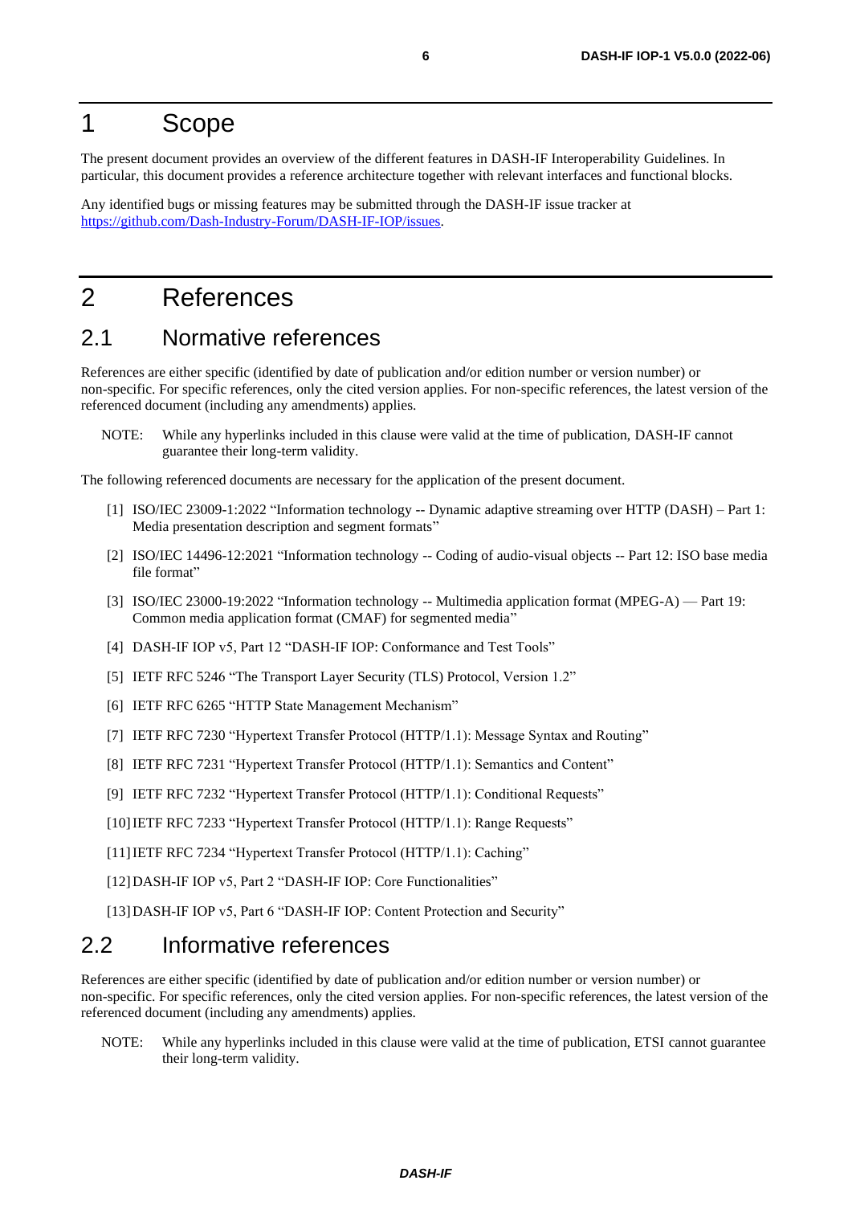# 1 Scope

The present document provides an overview of the different features in DASH-IF Interoperability Guidelines. In particular, this document provides a reference architecture together with relevant interfaces and functional blocks.

Any identified bugs or missing features may be submitted through the DASH-IF issue tracker at https://github.com/Dash-Industry-Forum/DASH-IF-IOP/issues.

# 2 References

## 2.1 Normative references

References are either specific (identified by date of publication and/or edition number or version number) or non-specific. For specific references, only the cited version applies. For non-specific references, the latest version of the referenced document (including any amendments) applies.

NOTE: While any hyperlinks included in this clause were valid at the time of publication, DASH-IF cannot guarantee their long-term validity.

The following referenced documents are necessary for the application of the present document.

[1] ISO/IEC 23009-1:2022 "Information technology -- Dynamic adaptive streaming over HTTP (DASH) – Part 1: Media presentation description and segment formats"

[2] ISO/IEC 14496-12:2021 "Information technology -- Coding of audio-visual objects -- Part 12: ISO base media file format"

[3] ISO/IEC 23000-19:2022 "Information technology -- Multimedia application format (MPEG-A) — Part 19: Common media application format (CMAF) for segmented media"

[4] DASH-IF IOP v5, Part 12 "DASH-IF IOP: Conformance and Test Tools"

[5] IETF RFC 5246 "The Transport Layer Security (TLS) Protocol, Version 1.2"

[6] IETF RFC 6265 "HTTP State Management Mechanism"

[7] IETF RFC 7230 "Hypertext Transfer Protocol (HTTP/1.1): Message Syntax and Routing"

[8] IETF RFC 7231 "Hypertext Transfer Protocol (HTTP/1.1): Semantics and Content"

[9] IETF RFC 7232 "Hypertext Transfer Protocol (HTTP/1.1): Conditional Requests"

[10] IETF RFC 7233 "Hypertext Transfer Protocol (HTTP/1.1): Range Requests"

[11] IETF RFC 7234 "Hypertext Transfer Protocol (HTTP/1.1): Caching"

[12] DASH-IF IOP v5, Part 2 "DASH-IF IOP: Core Functionalities"

[13] DASH-IF IOP v5, Part 6 "DASH-IF IOP: Content Protection and Security"

## 2.2 Informative references

References are either specific (identified by date of publication and/or edition number or version number) or non-specific. For specific references, only the cited version applies. For non-specific references, the latest version of the referenced document (including any amendments) applies.

NOTE: While any hyperlinks included in this clause were valid at the time of publication, ETSI cannot guarantee their long-term validity.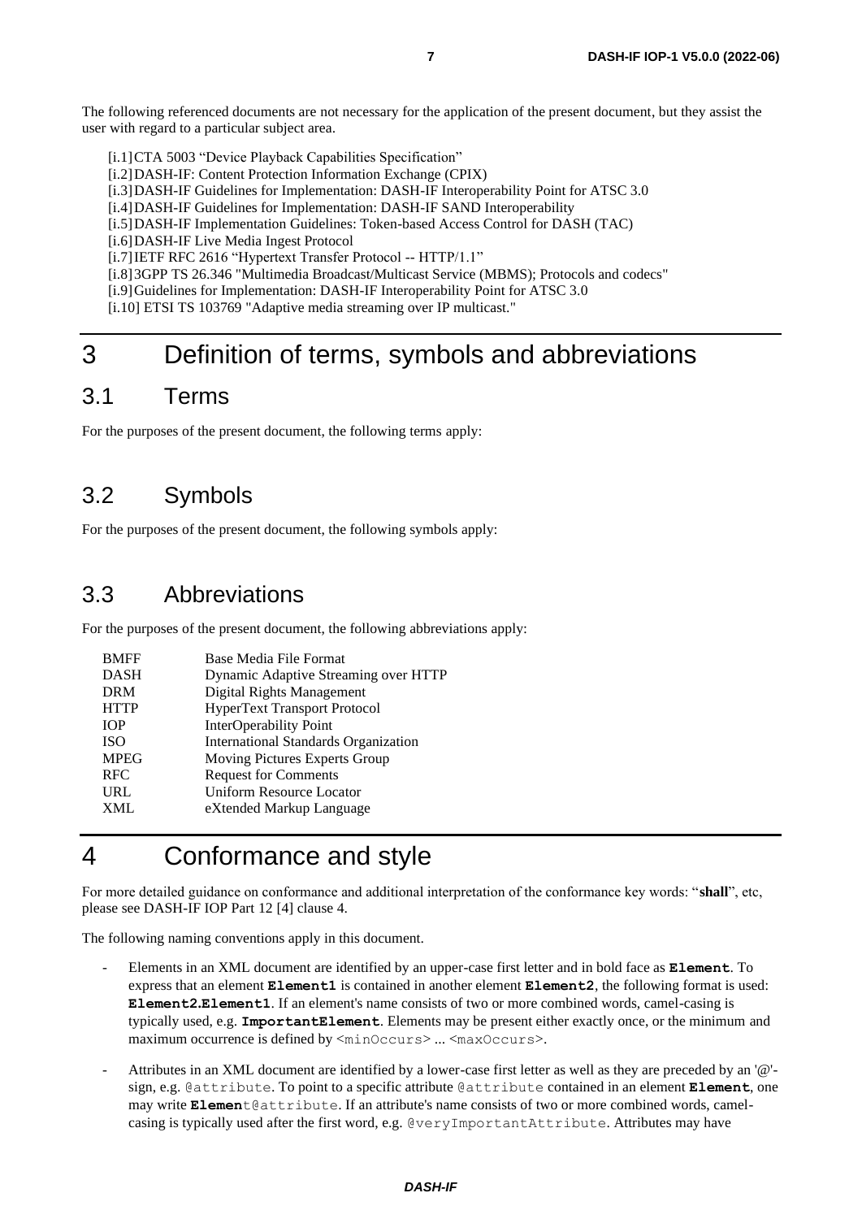The following referenced documents are not necessary for the application of the present document, but they assist the user with regard to a particular subject area.

[i.1] CTA 5003 "Device Playback Capabilities Specification"
[i.2] DASH-IF: Content Protection Information Exchange (CPIX)
[i.3] DASH-IF Guidelines for Implementation: DASH-IF Interoperability Point for ATSC 3.0
[i.4] DASH-IF Guidelines for Implementation: DASH-IF SAND Interoperability
[i.5] DASH-IF Implementation Guidelines: Token-based Access Control for DASH (TAC)
[i.6] DASH-IF Live Media Ingest Protocol
[i.7] IETF RFC 2616 "Hypertext Transfer Protocol -- HTTP/1.1"
[i.8] 3GPP TS 26.346 "Multimedia Broadcast/Multicast Service (MBMS); Protocols and codecs"
[i.9] Guidelines for Implementation: DASH-IF Interoperability Point for ATSC 3.0
[i.10] ETSI TS 103769 "Adaptive media streaming over IP multicast."

# 3 Definition of terms, symbols and abbreviations

## 3.1 Terms

For the purposes of the present document, the following terms apply:

## 3.2 Symbols

For the purposes of the present document, the following symbols apply:

## 3.3 Abbreviations

For the purposes of the present document, the following abbreviations apply:

| | |
|---|---|
| BMFF | Base Media File Format |
| DASH | Dynamic Adaptive Streaming over HTTP |
| DRM | Digital Rights Management |
| HTTP | HyperText Transport Protocol |
| IOP | InterOperability Point |
| ISO | International Standards Organization |
| MPEG | Moving Pictures Experts Group |
| RFC | Request for Comments |
| URL | Uniform Resource Locator |
| XML | eXtended Markup Language |

# 4 Conformance and style

For more detailed guidance on conformance and additional interpretation of the conformance key words: "**shall**", etc, please see DASH-IF IOP Part 12 [4] clause 4.

The following naming conventions apply in this document.

- Elements in an XML document are identified by an upper-case first letter and in bold face as **`Element`**. To express that an element **`Element1`** is contained in another element **`Element2`**, the following format is used: **`Element2.Element1`**. If an element's name consists of two or more combined words, camel-casing is typically used, e.g. **`ImportantElement`**. Elements may be present either exactly once, or the minimum and maximum occurrence is defined by `<minOccurs>` ... `<maxOccurs>`.

- Attributes in an XML document are identified by a lower-case first letter as well as they are preceded by an '@'-sign, e.g. `@attribute`. To point to a specific attribute `@attribute` contained in an element **`Element`**, one may write **`Element`**`@attribute`. If an attribute's name consists of two or more combined words, camel-casing is typically used after the first word, e.g. `@veryImportantAttribute`. Attributes may have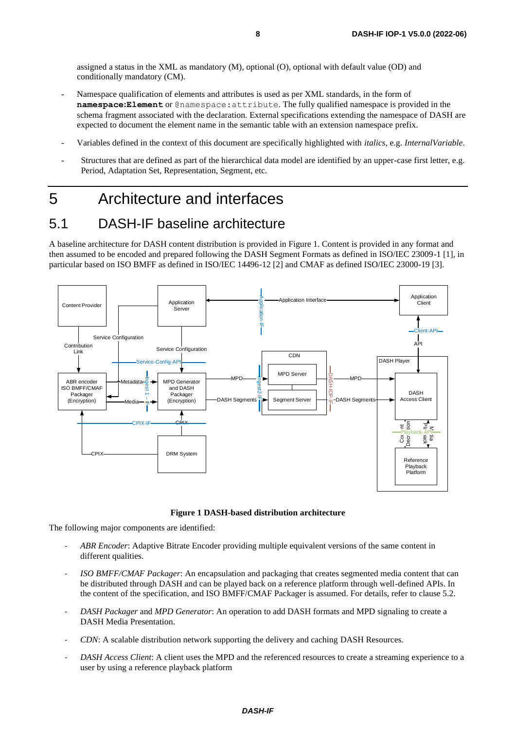assigned a status in the XML as mandatory (M), optional (O), optional with default value (OD) and conditionally mandatory (CM).

- Namespace qualification of elements and attributes is used as per XML standards, in the form of **namespace:Element** or @namespace:attribute. The fully qualified namespace is provided in the schema fragment associated with the declaration. External specifications extending the namespace of DASH are expected to document the element name in the semantic table with an extension namespace prefix.
- Variables defined in the context of this document are specifically highlighted with *italics*, e.g. *InternalVariable*.
- Structures that are defined as part of the hierarchical data model are identified by an upper-case first letter, e.g. Period, Adaptation Set, Representation, Segment, etc.

# 5 Architecture and interfaces

## 5.1 DASH-IF baseline architecture

A baseline architecture for DASH content distribution is provided in Figure 1. Content is provided in any format and then assumed to be encoded and prepared following the DASH Segment Formats as defined in ISO/IEC 23009-1 [1], in particular based on ISO BMFF as defined in ISO/IEC 14496-12 [2] and CMAF as defined ISO/IEC 23000-19 [3].

**Figure 1 DASH-based distribution architecture**

The following major components are identified:

- *ABR Encoder*: Adaptive Bitrate Encoder providing multiple equivalent versions of the same content in different qualities.
- *ISO BMFF/CMAF Packager*: An encapsulation and packaging that creates segmented media content that can be distributed through DASH and can be played back on a reference platform through well-defined APIs. In the content of the specification, and ISO BMFF/CMAF Packager is assumed. For details, refer to clause 5.2.
- *DASH Packager* and *MPD Generator*: An operation to add DASH formats and MPD signaling to create a DASH Media Presentation.
- *CDN*: A scalable distribution network supporting the delivery and caching DASH Resources.
- *DASH Access Client*: A client uses the MPD and the referenced resources to create a streaming experience to a user by using a reference playback platform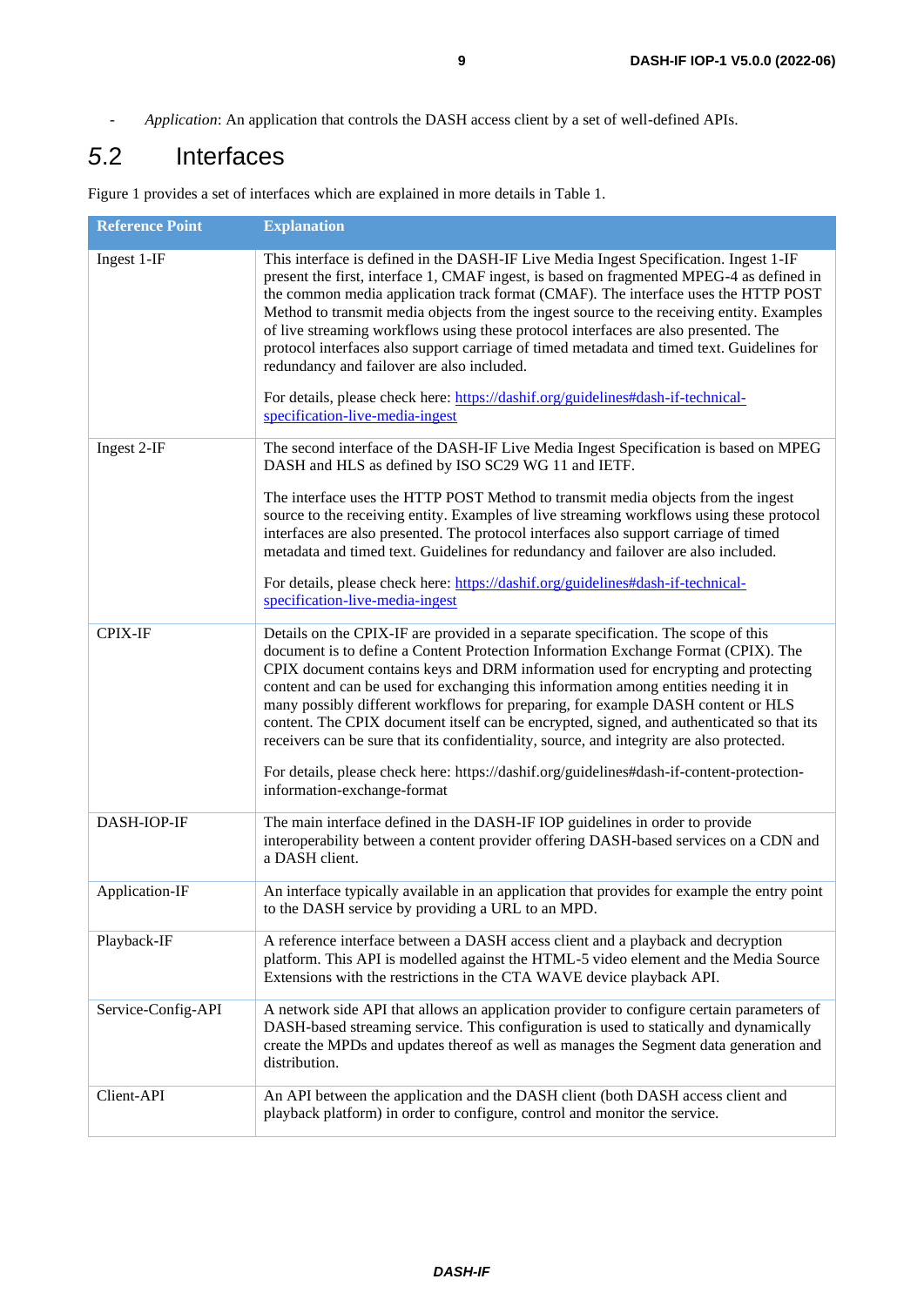- *Application*: An application that controls the DASH access client by a set of well-defined APIs.

## 5.2 Interfaces

Figure 1 provides a set of interfaces which are explained in more details in Table 1.

| Reference Point | Explanation |
|---|---|
| Ingest 1-IF | This interface is defined in the DASH-IF Live Media Ingest Specification. Ingest 1-IF present the first, interface 1, CMAF ingest, is based on fragmented MPEG-4 as defined in the common media application track format (CMAF). The interface uses the HTTP POST Method to transmit media objects from the ingest source to the receiving entity. Examples of live streaming workflows using these protocol interfaces are also presented. The protocol interfaces also support carriage of timed metadata and timed text. Guidelines for redundancy and failover are also included.<br><br>For details, please check here: [https://dashif.org/guidelines#dash-if-technical-specification-live-media-ingest](https://dashif.org/guidelines#dash-if-technical-specification-live-media-ingest) |
| Ingest 2-IF | The second interface of the DASH-IF Live Media Ingest Specification is based on MPEG DASH and HLS as defined by ISO SC29 WG 11 and IETF.<br><br>The interface uses the HTTP POST Method to transmit media objects from the ingest source to the receiving entity. Examples of live streaming workflows using these protocol interfaces are also presented. The protocol interfaces also support carriage of timed metadata and timed text. Guidelines for redundancy and failover are also included.<br><br>For details, please check here: [https://dashif.org/guidelines#dash-if-technical-specification-live-media-ingest](https://dashif.org/guidelines#dash-if-technical-specification-live-media-ingest) |
| CPIX-IF | Details on the CPIX-IF are provided in a separate specification. The scope of this document is to define a Content Protection Information Exchange Format (CPIX). The CPIX document contains keys and DRM information used for encrypting and protecting content and can be used for exchanging this information among entities needing it in many possibly different workflows for preparing, for example DASH content or HLS content. The CPIX document itself can be encrypted, signed, and authenticated so that its receivers can be sure that its confidentiality, source, and integrity are also protected.<br><br>For details, please check here: https://dashif.org/guidelines#dash-if-content-protection-information-exchange-format |
| DASH-IOP-IF | The main interface defined in the DASH-IF IOP guidelines in order to provide interoperability between a content provider offering DASH-based services on a CDN and a DASH client. |
| Application-IF | An interface typically available in an application that provides for example the entry point to the DASH service by providing a URL to an MPD. |
| Playback-IF | A reference interface between a DASH access client and a playback and decryption platform. This API is modelled against the HTML-5 video element and the Media Source Extensions with the restrictions in the CTA WAVE device playback API. |
| Service-Config-API | A network side API that allows an application provider to configure certain parameters of DASH-based streaming service. This configuration is used to statically and dynamically create the MPDs and updates thereof as well as manages the Segment data generation and distribution. |
| Client-API | An API between the application and the DASH client (both DASH access client and playback platform) in order to configure, control and monitor the service. |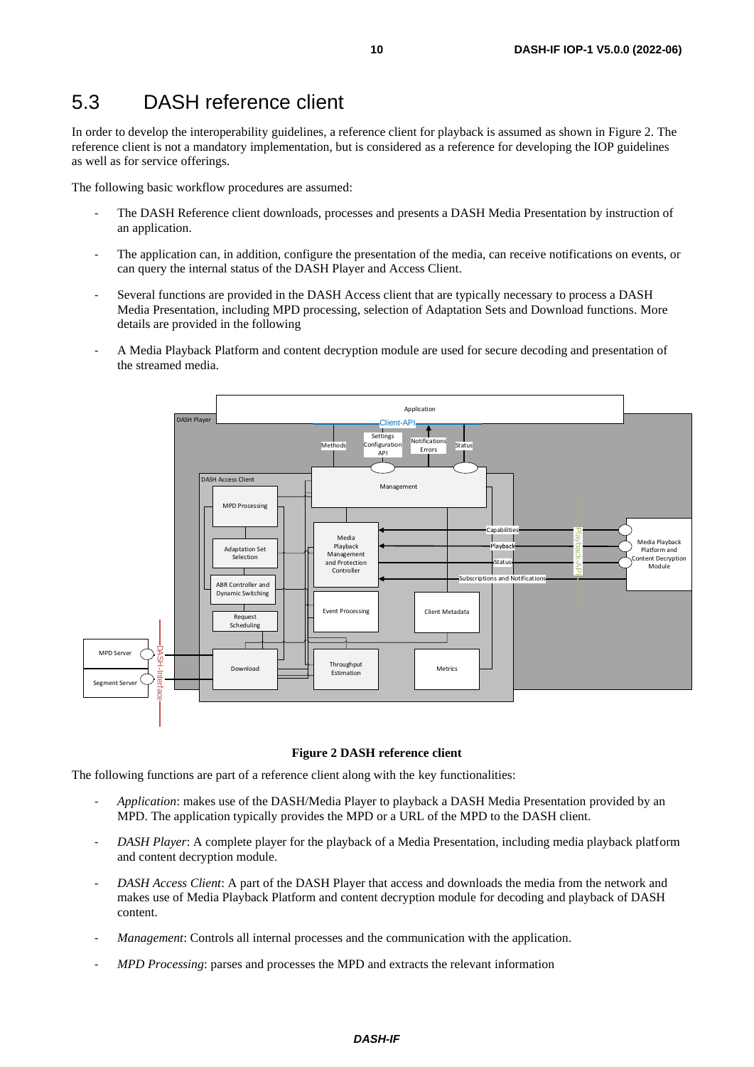## 5.3 DASH reference client

In order to develop the interoperability guidelines, a reference client for playback is assumed as shown in Figure 2. The reference client is not a mandatory implementation, but is considered as a reference for developing the IOP guidelines as well as for service offerings.

The following basic workflow procedures are assumed:

- The DASH Reference client downloads, processes and presents a DASH Media Presentation by instruction of an application.
- The application can, in addition, configure the presentation of the media, can receive notifications on events, or can query the internal status of the DASH Player and Access Client.
- Several functions are provided in the DASH Access client that are typically necessary to process a DASH Media Presentation, including MPD processing, selection of Adaptation Sets and Download functions. More details are provided in the following
- A Media Playback Platform and content decryption module are used for secure decoding and presentation of the streamed media.

**Figure 2 DASH reference client**

The following functions are part of a reference client along with the key functionalities:

- *Application*: makes use of the DASH/Media Player to playback a DASH Media Presentation provided by an MPD. The application typically provides the MPD or a URL of the MPD to the DASH client.
- *DASH Player*: A complete player for the playback of a Media Presentation, including media playback platform and content decryption module.
- *DASH Access Client*: A part of the DASH Player that access and downloads the media from the network and makes use of Media Playback Platform and content decryption module for decoding and playback of DASH content.
- *Management*: Controls all internal processes and the communication with the application.
- *MPD Processing*: parses and processes the MPD and extracts the relevant information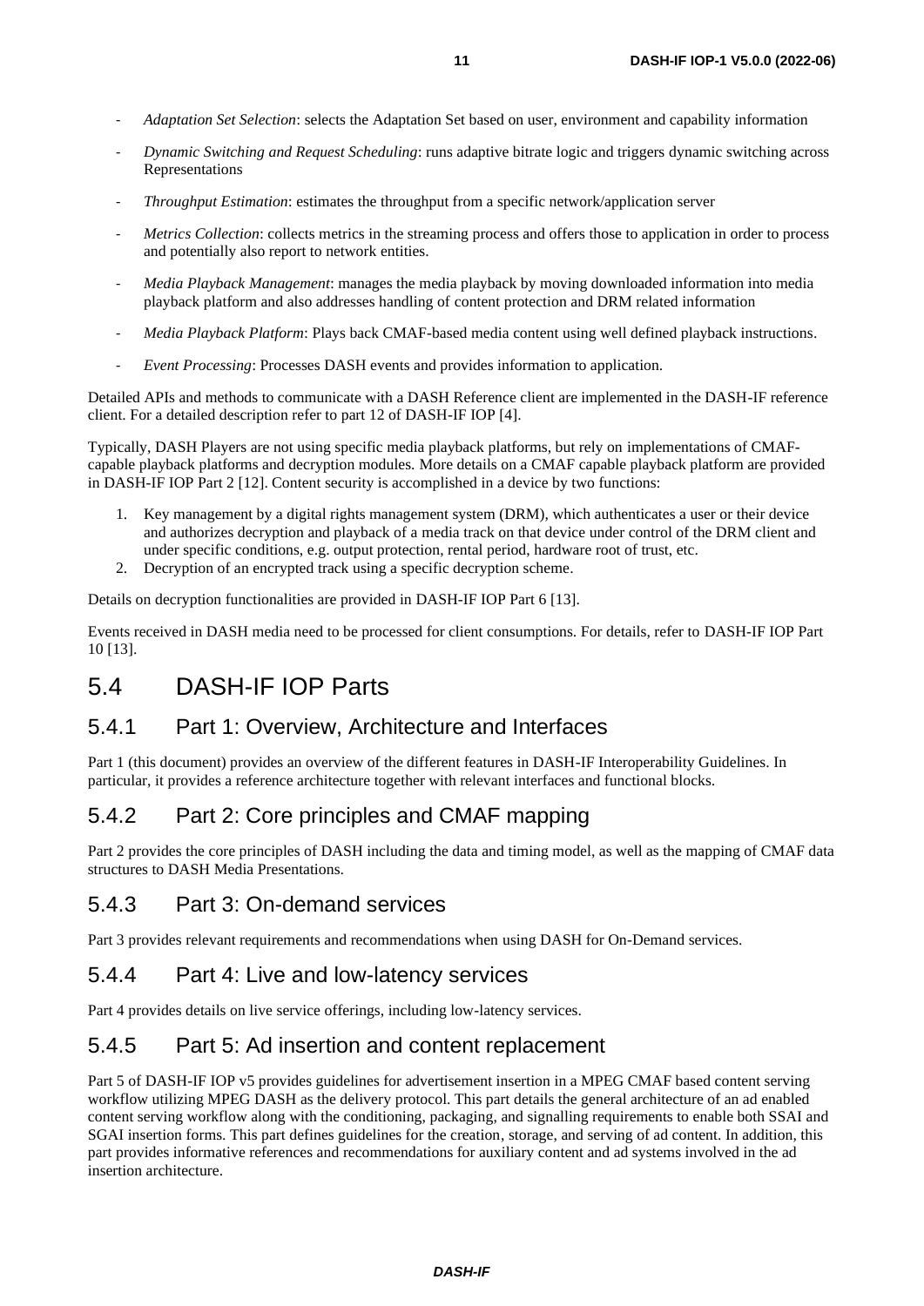- *Adaptation Set Selection*: selects the Adaptation Set based on user, environment and capability information
- *Dynamic Switching and Request Scheduling*: runs adaptive bitrate logic and triggers dynamic switching across Representations
- *Throughput Estimation*: estimates the throughput from a specific network/application server
- *Metrics Collection*: collects metrics in the streaming process and offers those to application in order to process and potentially also report to network entities.
- *Media Playback Management*: manages the media playback by moving downloaded information into media playback platform and also addresses handling of content protection and DRM related information
- *Media Playback Platform*: Plays back CMAF-based media content using well defined playback instructions.
- *Event Processing*: Processes DASH events and provides information to application.

Detailed APIs and methods to communicate with a DASH Reference client are implemented in the DASH-IF reference client. For a detailed description refer to part 12 of DASH-IF IOP [4].

Typically, DASH Players are not using specific media playback platforms, but rely on implementations of CMAF-capable playback platforms and decryption modules. More details on a CMAF capable playback platform are provided in DASH-IF IOP Part 2 [12]. Content security is accomplished in a device by two functions:

1. Key management by a digital rights management system (DRM), which authenticates a user or their device and authorizes decryption and playback of a media track on that device under control of the DRM client and under specific conditions, e.g. output protection, rental period, hardware root of trust, etc.
2. Decryption of an encrypted track using a specific decryption scheme.

Details on decryption functionalities are provided in DASH-IF IOP Part 6 [13].

Events received in DASH media need to be processed for client consumptions. For details, refer to DASH-IF IOP Part 10 [13].

## 5.4 DASH-IF IOP Parts

### 5.4.1 Part 1: Overview, Architecture and Interfaces

Part 1 (this document) provides an overview of the different features in DASH-IF Interoperability Guidelines. In particular, it provides a reference architecture together with relevant interfaces and functional blocks.

### 5.4.2 Part 2: Core principles and CMAF mapping

Part 2 provides the core principles of DASH including the data and timing model, as well as the mapping of CMAF data structures to DASH Media Presentations.

### 5.4.3 Part 3: On-demand services

Part 3 provides relevant requirements and recommendations when using DASH for On-Demand services.

### 5.4.4 Part 4: Live and low-latency services

Part 4 provides details on live service offerings, including low-latency services.

### 5.4.5 Part 5: Ad insertion and content replacement

Part 5 of DASH-IF IOP v5 provides guidelines for advertisement insertion in a MPEG CMAF based content serving workflow utilizing MPEG DASH as the delivery protocol. This part details the general architecture of an ad enabled content serving workflow along with the conditioning, packaging, and signalling requirements to enable both SSAI and SGAI insertion forms. This part defines guidelines for the creation, storage, and serving of ad content. In addition, this part provides informative references and recommendations for auxiliary content and ad systems involved in the ad insertion architecture.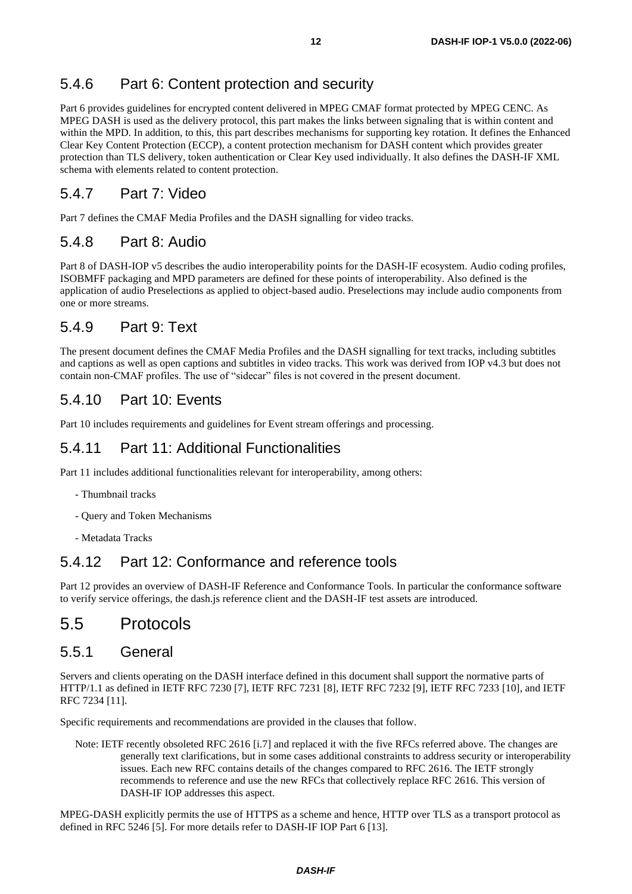### 5.4.6 Part 6: Content protection and security

Part 6 provides guidelines for encrypted content delivered in MPEG CMAF format protected by MPEG CENC. As MPEG DASH is used as the delivery protocol, this part makes the links between signaling that is within content and within the MPD. In addition, to this, this part describes mechanisms for supporting key rotation. It defines the Enhanced Clear Key Content Protection (ECCP), a content protection mechanism for DASH content which provides greater protection than TLS delivery, token authentication or Clear Key used individually. It also defines the DASH-IF XML schema with elements related to content protection.

### 5.4.7 Part 7: Video

Part 7 defines the CMAF Media Profiles and the DASH signalling for video tracks.

### 5.4.8 Part 8: Audio

Part 8 of DASH-IOP v5 describes the audio interoperability points for the DASH-IF ecosystem. Audio coding profiles, ISOBMFF packaging and MPD parameters are defined for these points of interoperability. Also defined is the application of audio Preselections as applied to object-based audio. Preselections may include audio components from one or more streams.

### 5.4.9 Part 9: Text

The present document defines the CMAF Media Profiles and the DASH signalling for text tracks, including subtitles and captions as well as open captions and subtitles in video tracks. This work was derived from IOP v4.3 but does not contain non-CMAF profiles. The use of "sidecar" files is not covered in the present document.

### 5.4.10 Part 10: Events

Part 10 includes requirements and guidelines for Event stream offerings and processing.

### 5.4.11 Part 11: Additional Functionalities

Part 11 includes additional functionalities relevant for interoperability, among others:

- Thumbnail tracks
- Query and Token Mechanisms
- Metadata Tracks

### 5.4.12 Part 12: Conformance and reference tools

Part 12 provides an overview of DASH-IF Reference and Conformance Tools. In particular the conformance software to verify service offerings, the dash.js reference client and the DASH-IF test assets are introduced.

## 5.5 Protocols

### 5.5.1 General

Servers and clients operating on the DASH interface defined in this document shall support the normative parts of HTTP/1.1 as defined in IETF RFC 7230 [7], IETF RFC 7231 [8], IETF RFC 7232 [9], IETF RFC 7233 [10], and IETF RFC 7234 [11].

Specific requirements and recommendations are provided in the clauses that follow.

Note: IETF recently obsoleted RFC 2616 [i.7] and replaced it with the five RFCs referred above. The changes are generally text clarifications, but in some cases additional constraints to address security or interoperability issues. Each new RFC contains details of the changes compared to RFC 2616. The IETF strongly recommends to reference and use the new RFCs that collectively replace RFC 2616. This version of DASH-IF IOP addresses this aspect.

MPEG-DASH explicitly permits the use of HTTPS as a scheme and hence, HTTP over TLS as a transport protocol as defined in RFC 5246 [5]. For more details refer to DASH-IF IOP Part 6 [13].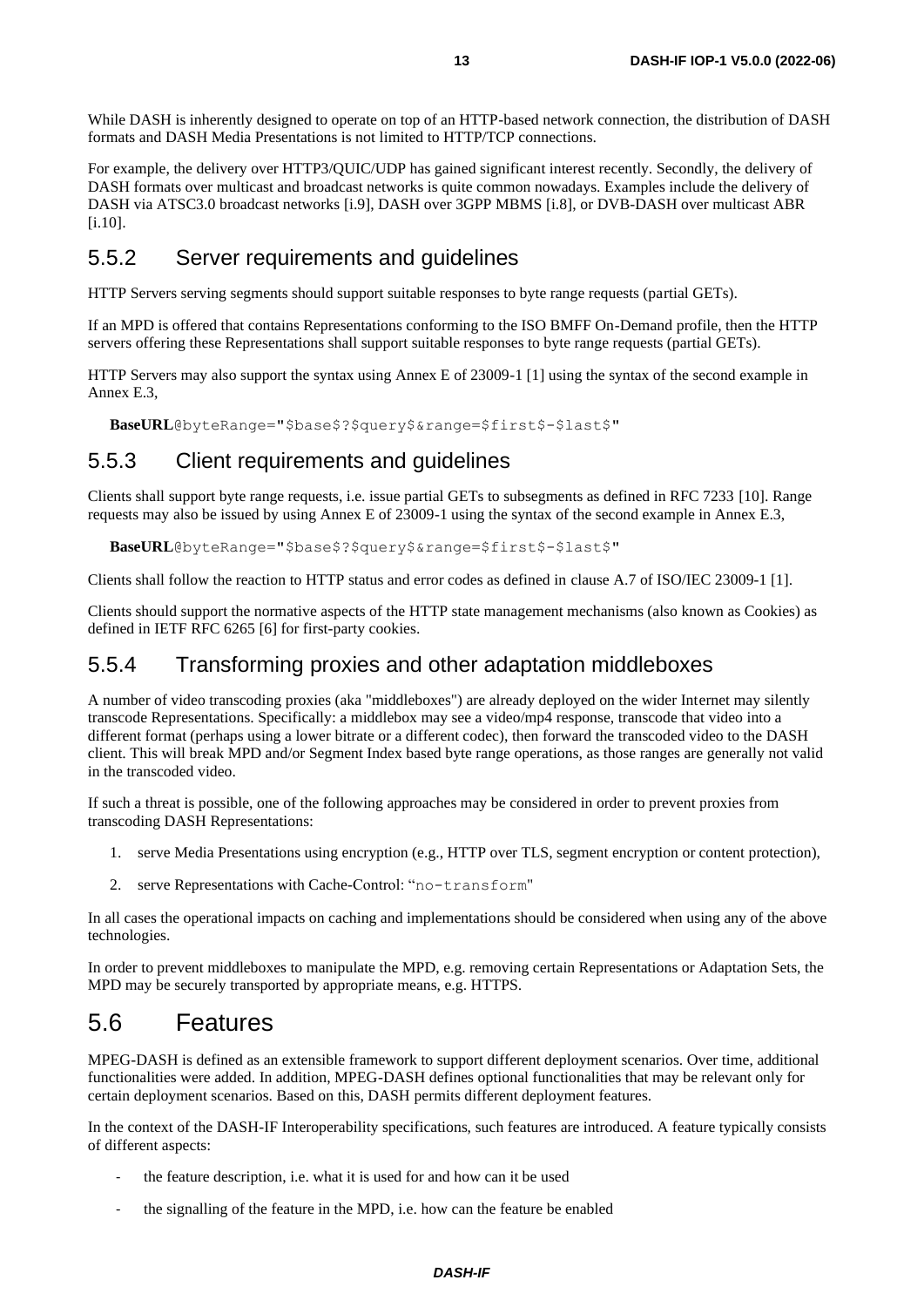While DASH is inherently designed to operate on top of an HTTP-based network connection, the distribution of DASH formats and DASH Media Presentations is not limited to HTTP/TCP connections.

For example, the delivery over HTTP3/QUIC/UDP has gained significant interest recently. Secondly, the delivery of DASH formats over multicast and broadcast networks is quite common nowadays. Examples include the delivery of DASH via ATSC3.0 broadcast networks [i.9], DASH over 3GPP MBMS [i.8], or DVB-DASH over multicast ABR [i.10].

### 5.5.2 Server requirements and guidelines

HTTP Servers serving segments should support suitable responses to byte range requests (partial GETs).

If an MPD is offered that contains Representations conforming to the ISO BMFF On-Demand profile, then the HTTP servers offering these Representations shall support suitable responses to byte range requests (partial GETs).

HTTP Servers may also support the syntax using Annex E of 23009-1 [1] using the syntax of the second example in Annex E.3,

**BaseURL**@byteRange="$base$?$query$&range=$first$-$last$"

### 5.5.3 Client requirements and guidelines

Clients shall support byte range requests, i.e. issue partial GETs to subsegments as defined in RFC 7233 [10]. Range requests may also be issued by using Annex E of 23009-1 using the syntax of the second example in Annex E.3,

**BaseURL**@byteRange="$base$?$query$&range=$first$-$last$"

Clients shall follow the reaction to HTTP status and error codes as defined in clause A.7 of ISO/IEC 23009-1 [1].

Clients should support the normative aspects of the HTTP state management mechanisms (also known as Cookies) as defined in IETF RFC 6265 [6] for first-party cookies.

### 5.5.4 Transforming proxies and other adaptation middleboxes

A number of video transcoding proxies (aka "middleboxes") are already deployed on the wider Internet may silently transcode Representations. Specifically: a middlebox may see a video/mp4 response, transcode that video into a different format (perhaps using a lower bitrate or a different codec), then forward the transcoded video to the DASH client. This will break MPD and/or Segment Index based byte range operations, as those ranges are generally not valid in the transcoded video.

If such a threat is possible, one of the following approaches may be considered in order to prevent proxies from transcoding DASH Representations:

1. serve Media Presentations using encryption (e.g., HTTP over TLS, segment encryption or content protection),
2. serve Representations with Cache-Control: "no-transform"

In all cases the operational impacts on caching and implementations should be considered when using any of the above technologies.

In order to prevent middleboxes to manipulate the MPD, e.g. removing certain Representations or Adaptation Sets, the MPD may be securely transported by appropriate means, e.g. HTTPS.

## 5.6 Features

MPEG-DASH is defined as an extensible framework to support different deployment scenarios. Over time, additional functionalities were added. In addition, MPEG-DASH defines optional functionalities that may be relevant only for certain deployment scenarios. Based on this, DASH permits different deployment features.

In the context of the DASH-IF Interoperability specifications, such features are introduced. A feature typically consists of different aspects:

- the feature description, i.e. what it is used for and how can it be used
- the signalling of the feature in the MPD, i.e. how can the feature be enabled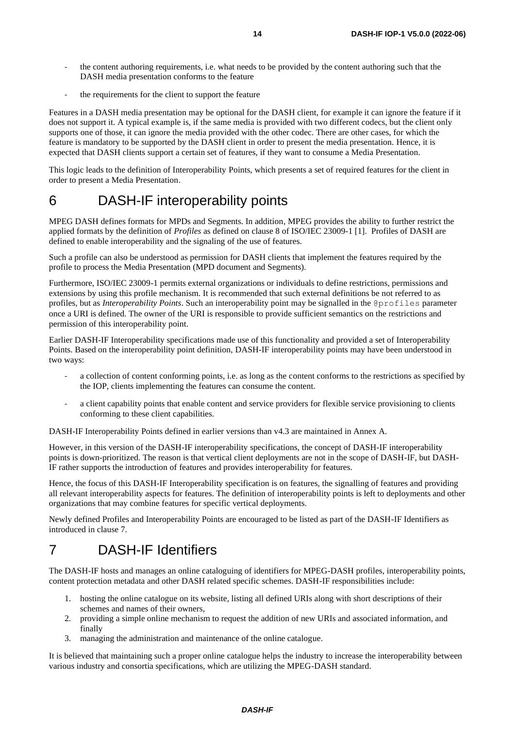- the content authoring requirements, i.e. what needs to be provided by the content authoring such that the DASH media presentation conforms to the feature
- the requirements for the client to support the feature

Features in a DASH media presentation may be optional for the DASH client, for example it can ignore the feature if it does not support it. A typical example is, if the same media is provided with two different codecs, but the client only supports one of those, it can ignore the media provided with the other codec. There are other cases, for which the feature is mandatory to be supported by the DASH client in order to present the media presentation. Hence, it is expected that DASH clients support a certain set of features, if they want to consume a Media Presentation.

This logic leads to the definition of Interoperability Points, which presents a set of required features for the client in order to present a Media Presentation.

# 6 DASH-IF interoperability points

MPEG DASH defines formats for MPDs and Segments. In addition, MPEG provides the ability to further restrict the applied formats by the definition of *Profiles* as defined on clause 8 of ISO/IEC 23009-1 [1]. Profiles of DASH are defined to enable interoperability and the signaling of the use of features.

Such a profile can also be understood as permission for DASH clients that implement the features required by the profile to process the Media Presentation (MPD document and Segments).

Furthermore, ISO/IEC 23009-1 permits external organizations or individuals to define restrictions, permissions and extensions by using this profile mechanism. It is recommended that such external definitions be not referred to as profiles, but as *Interoperability Points*. Such an interoperability point may be signalled in the `@profiles` parameter once a URI is defined. The owner of the URI is responsible to provide sufficient semantics on the restrictions and permission of this interoperability point.

Earlier DASH-IF Interoperability specifications made use of this functionality and provided a set of Interoperability Points. Based on the interoperability point definition, DASH-IF interoperability points may have been understood in two ways:

- a collection of content conforming points, i.e. as long as the content conforms to the restrictions as specified by the IOP, clients implementing the features can consume the content.
- a client capability points that enable content and service providers for flexible service provisioning to clients conforming to these client capabilities.

DASH-IF Interoperability Points defined in earlier versions than v4.3 are maintained in Annex A.

However, in this version of the DASH-IF interoperability specifications, the concept of DASH-IF interoperability points is down-prioritized. The reason is that vertical client deployments are not in the scope of DASH-IF, but DASH-IF rather supports the introduction of features and provides interoperability for features.

Hence, the focus of this DASH-IF Interoperability specification is on features, the signalling of features and providing all relevant interoperability aspects for features. The definition of interoperability points is left to deployments and other organizations that may combine features for specific vertical deployments.

Newly defined Profiles and Interoperability Points are encouraged to be listed as part of the DASH-IF Identifiers as introduced in clause 7.

# 7 DASH-IF Identifiers

The DASH-IF hosts and manages an online cataloguing of identifiers for MPEG-DASH profiles, interoperability points, content protection metadata and other DASH related specific schemes. DASH-IF responsibilities include:

1. hosting the online catalogue on its website, listing all defined URIs along with short descriptions of their schemes and names of their owners,
2. providing a simple online mechanism to request the addition of new URIs and associated information, and finally
3. managing the administration and maintenance of the online catalogue.

It is believed that maintaining such a proper online catalogue helps the industry to increase the interoperability between various industry and consortia specifications, which are utilizing the MPEG-DASH standard.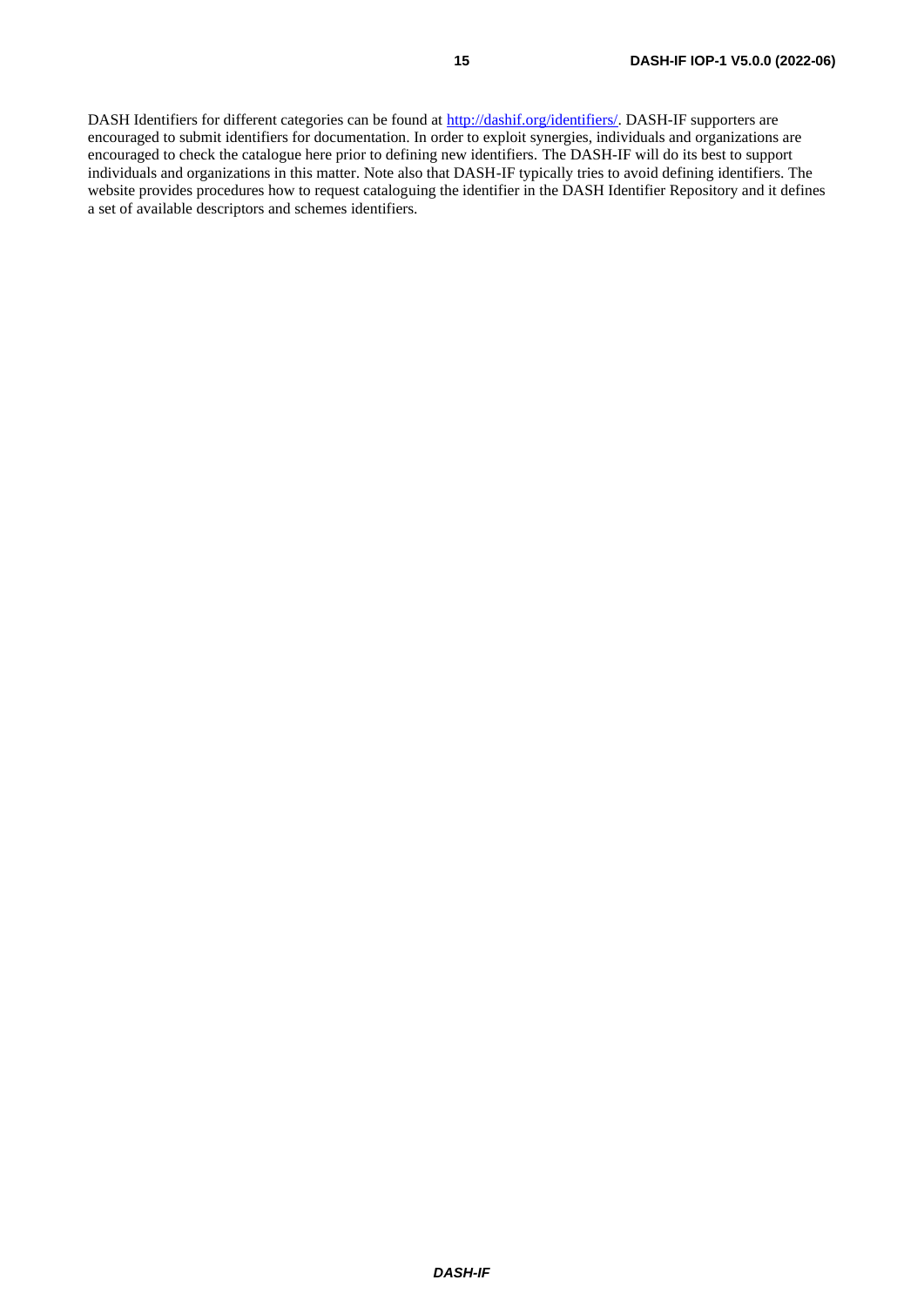DASH Identifiers for different categories can be found at [http://dashif.org/identifiers/](http://dashif.org/identifiers/). DASH-IF supporters are encouraged to submit identifiers for documentation. In order to exploit synergies, individuals and organizations are encouraged to check the catalogue here prior to defining new identifiers. The DASH-IF will do its best to support individuals and organizations in this matter. Note also that DASH-IF typically tries to avoid defining identifiers. The website provides procedures how to request cataloguing the identifier in the DASH Identifier Repository and it defines a set of available descriptors and schemes identifiers.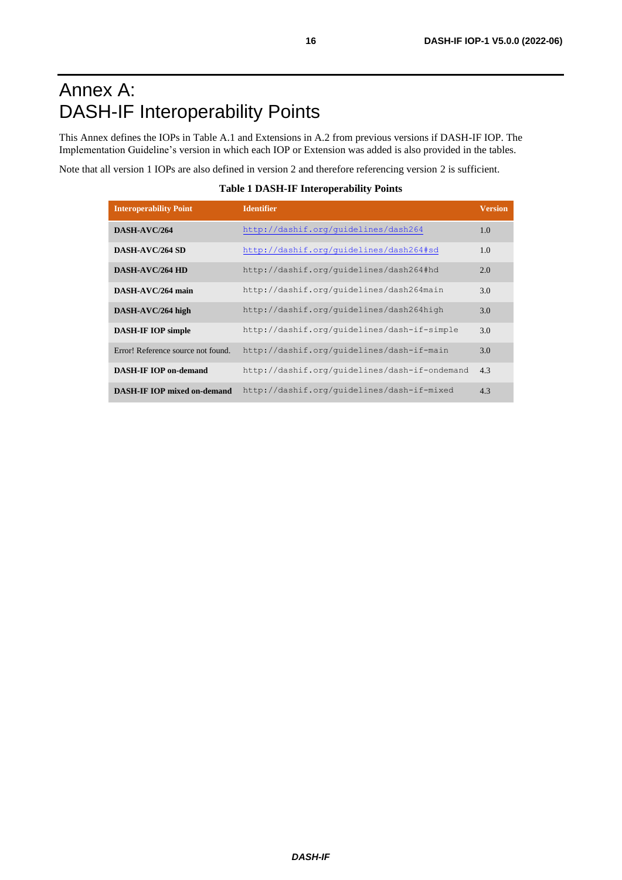# Annex A: DASH-IF Interoperability Points

This Annex defines the IOPs in Table A.1 and Extensions in A.2 from previous versions if DASH-IF IOP. The Implementation Guideline's version in which each IOP or Extension was added is also provided in the tables.

Note that all version 1 IOPs are also defined in version 2 and therefore referencing version 2 is sufficient.

**Table 1 DASH-IF Interoperability Points**

| Interoperability Point | Identifier | Version |
|---|---|---|
| **DASH-AVC/264** | http://dashif.org/guidelines/dash264 | 1.0 |
| **DASH-AVC/264 SD** | http://dashif.org/guidelines/dash264#sd | 1.0 |
| **DASH-AVC/264 HD** | http://dashif.org/guidelines/dash264#hd | 2.0 |
| **DASH-AVC/264 main** | http://dashif.org/guidelines/dash264main | 3.0 |
| **DASH-AVC/264 high** | http://dashif.org/guidelines/dash264high | 3.0 |
| **DASH-IF IOP simple** | http://dashif.org/guidelines/dash-if-simple | 3.0 |
| Error! Reference source not found. | http://dashif.org/guidelines/dash-if-main | 3.0 |
| **DASH-IF IOP on-demand** | http://dashif.org/guidelines/dash-if-ondemand | 4.3 |
| **DASH-IF IOP mixed on-demand** | http://dashif.org/guidelines/dash-if-mixed | 4.3 |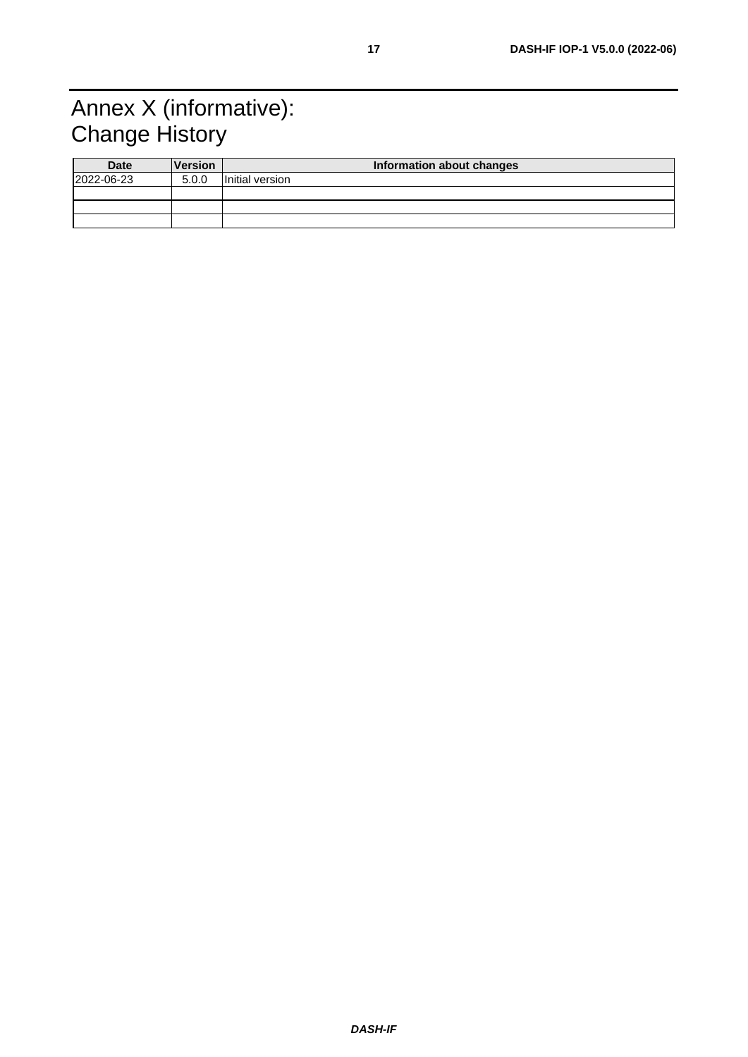# Annex X (informative): Change History

| Date | Version | Information about changes |
|---|---|---|
| 2022-06-23 | 5.0.0 | Initial version |
| | | |
| | | |
| | | |